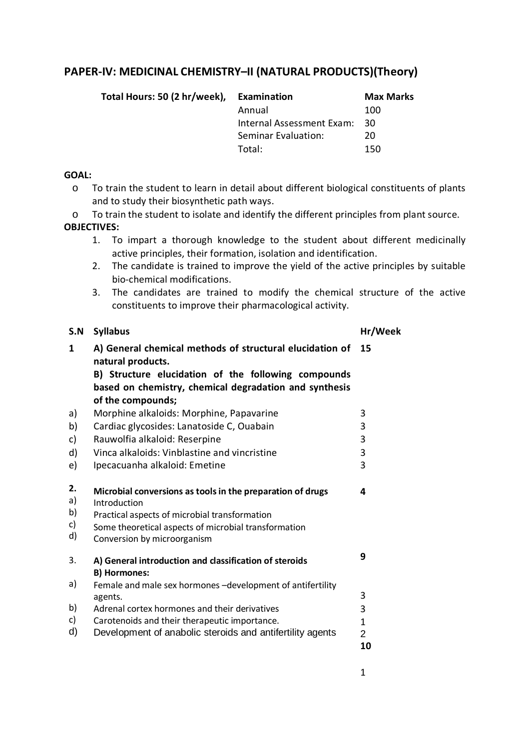# PAPER-IV: MEDICINAL CHEMISTRY–II (NATURAL PRODUCTS)(Theory)

| Total Hours: 50 (2 hr/week), | Examination | Max Marks |
|---|---|---|
| | Annual | 100 |
| | Internal Assessment Exam: | 30 |
| | Seminar Evaluation: | 20 |
| | Total: | 150 |

**GOAL:**

- To train the student to learn in detail about different biological constituents of plants and to study their biosynthetic path ways.
- To train the student to isolate and identify the different principles from plant source.

**OBJECTIVES:**

1. To impart a thorough knowledge to the student about different medicinally active principles, their formation, isolation and identification.
2. The candidate is trained to improve the yield of the active principles by suitable bio-chemical modifications.
3. The candidates are trained to modify the chemical structure of the active constituents to improve their pharmacological activity.

| S.N | Syllabus | Hr/Week |
|---|---|---|
| **1** | **A) General chemical methods of structural elucidation of natural products.**<br>**B) Structure elucidation of the following compounds based on chemistry, chemical degradation and synthesis of the compounds;** | **15** |
| a) | Morphine alkaloids: Morphine, Papavarine | 3 |
| b) | Cardiac glycosides: Lanatoside C, Ouabain | 3 |
| c) | Rauwolfia alkaloid: Reserpine | 3 |
| d) | Vinca alkaloids: Vinblastine and vincristine | 3 |
| e) | Ipecacuanha alkaloid: Emetine | 3 |
| **2.** | **Microbial conversions as tools in the preparation of drugs** | **4** |
| a) | Introduction | |
| b) | Practical aspects of microbial transformation | |
| c) | Some theoretical aspects of microbial transformation | |
| d) | Conversion by microorganism | |
| 3. | **A) General introduction and classification of steroids**<br>**B) Hormones:** | **9** |
| a) | Female and male sex hormones –development of antifertility agents. | 3 |
| b) | Adrenal cortex hormones and their derivatives | 3 |
| c) | Carotenoids and their therapeutic importance. | 1 |
| d) | Development of anabolic steroids and antifertility agents | 2 |
| | | **10** |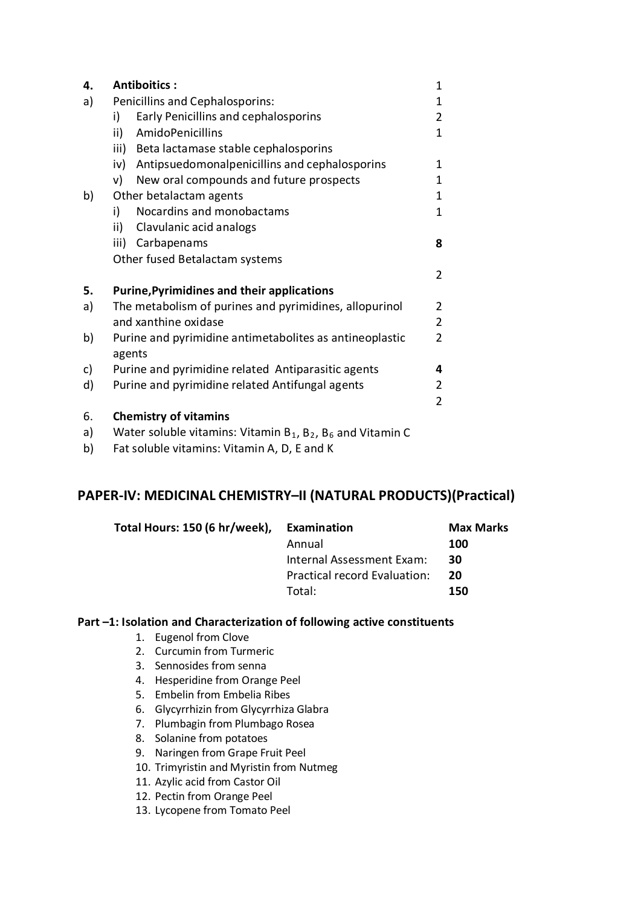| | | |
|---|---|---|
| **4.** | **Antiboitics :** | 1 |
| a) | Penicillins and Cephalosporins: | 1 |
| | i) Early Penicillins and cephalosporins | 2 |
| | ii) AmidoPenicillins | 1 |
| | iii) Beta lactamase stable cephalosporins | |
| | iv) Antipsuedomonalpenicillins and cephalosporins | 1 |
| | v) New oral compounds and future prospects | 1 |
| b) | Other betalactam agents | 1 |
| | i) Nocardins and monobactams | 1 |
| | ii) Clavulanic acid analogs | |
| | iii) Carbapenams | **8** |
| | Other fused Betalactam systems | |
| | | 2 |
| **5.** | **Purine,Pyrimidines and their applications** | |
| a) | The metabolism of purines and pyrimidines, allopurinol | 2 |
| | and xanthine oxidase | 2 |
| b) | Purine and pyrimidine antimetabolites as antineoplastic agents | 2 |
| c) | Purine and pyrimidine related Antiparasitic agents | **4** |
| d) | Purine and pyrimidine related Antifungal agents | 2 |
| | | 2 |
| 6. | **Chemistry of vitamins** | |
| a) | Water soluble vitamins: Vitamin $B_1$, $B_2$, $B_6$ and Vitamin C | |
| b) | Fat soluble vitamins: Vitamin A, D, E and K | |

## PAPER-IV: MEDICINAL CHEMISTRY–II (NATURAL PRODUCTS)(Practical)

| **Total Hours: 150 (6 hr/week),** | **Examination** | **Max Marks** |
|---|---|---|
| | Annual | **100** |
| | Internal Assessment Exam: | **30** |
| | Practical record Evaluation: | **20** |
| | Total: | **150** |

**Part –1: Isolation and Characterization of following active constituents**

1. Eugenol from Clove
2. Curcumin from Turmeric
3. Sennosides from senna
4. Hesperidine from Orange Peel
5. Embelin from Embelia Ribes
6. Glycyrrhizin from Glycyrrhiza Glabra
7. Plumbagin from Plumbago Rosea
8. Solanine from potatoes
9. Naringen from Grape Fruit Peel
10. Trimyristin and Myristin from Nutmeg
11. Azylic acid from Castor Oil
12. Pectin from Orange Peel
13. Lycopene from Tomato Peel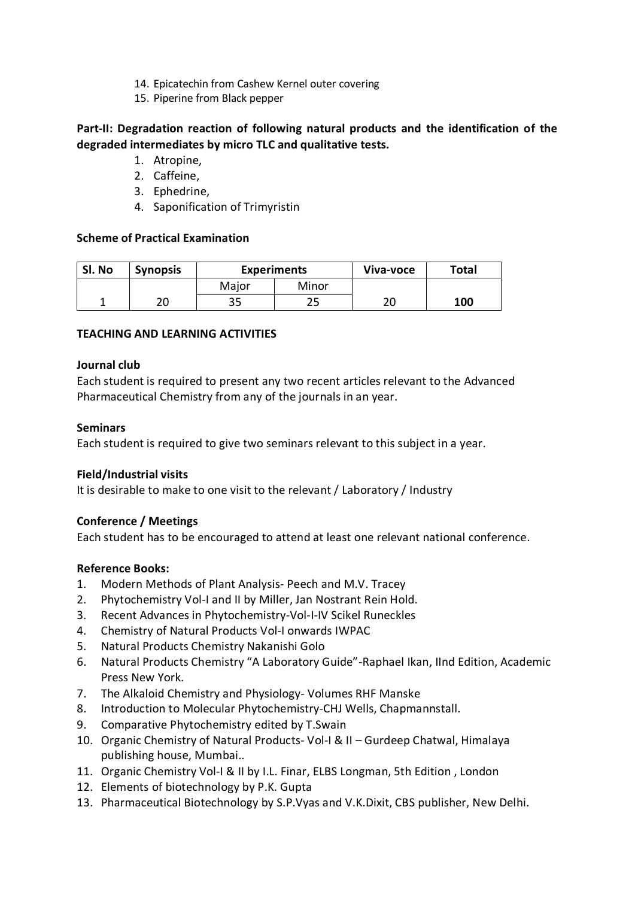14. Epicatechin from Cashew Kernel outer covering
15. Piperine from Black pepper

**Part-II: Degradation reaction of following natural products and the identification of the degraded intermediates by micro TLC and qualitative tests.**

1. Atropine,
2. Caffeine,
3. Ephedrine,
4. Saponification of Trimyristin

**Scheme of Practical Examination**

| Sl. No | Synopsis | Experiments | | Viva-voce | Total |
|---|---|---|---|---|---|
| | | Major | Minor | | |
| 1 | 20 | 35 | 25 | 20 | **100** |

**TEACHING AND LEARNING ACTIVITIES**

**Journal club**

Each student is required to present any two recent articles relevant to the Advanced Pharmaceutical Chemistry from any of the journals in an year.

**Seminars**

Each student is required to give two seminars relevant to this subject in a year.

**Field/Industrial visits**

It is desirable to make to one visit to the relevant / Laboratory / Industry

**Conference / Meetings**

Each student has to be encouraged to attend at least one relevant national conference.

**Reference Books:**

1. Modern Methods of Plant Analysis- Peech and M.V. Tracey
2. Phytochemistry Vol-I and II by Miller, Jan Nostrant Rein Hold.
3. Recent Advances in Phytochemistry-Vol-I-IV Scikel Runeckles
4. Chemistry of Natural Products Vol-I onwards IWPAC
5. Natural Products Chemistry Nakanishi Golo
6. Natural Products Chemistry "A Laboratory Guide"-Raphael Ikan, IInd Edition, Academic Press New York.
7. The Alkaloid Chemistry and Physiology- Volumes RHF Manske
8. Introduction to Molecular Phytochemistry-CHJ Wells, Chapmannstall.
9. Comparative Phytochemistry edited by T.Swain
10. Organic Chemistry of Natural Products- Vol-I & II – Gurdeep Chatwal, Himalaya publishing house, Mumbai..
11. Organic Chemistry Vol-I & II by I.L. Finar, ELBS Longman, 5th Edition , London
12. Elements of biotechnology by P.K. Gupta
13. Pharmaceutical Biotechnology by S.P.Vyas and V.K.Dixit, CBS publisher, New Delhi.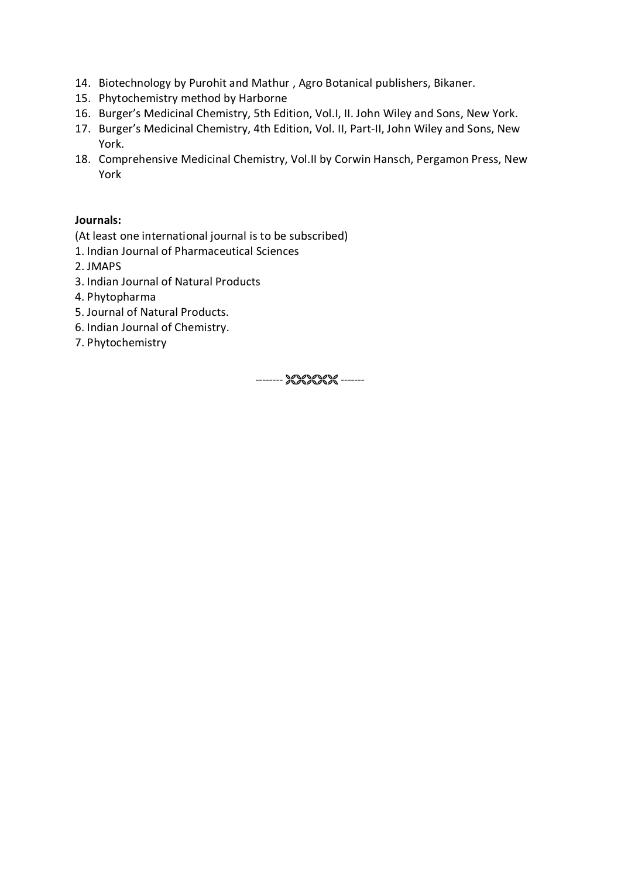14. Biotechnology by Purohit and Mathur , Agro Botanical publishers, Bikaner.
15. Phytochemistry method by Harborne
16. Burger's Medicinal Chemistry, 5th Edition, Vol.I, II. John Wiley and Sons, New York.
17. Burger's Medicinal Chemistry, 4th Edition, Vol. II, Part-II, John Wiley and Sons, New York.
18. Comprehensive Medicinal Chemistry, Vol.II by Corwin Hansch, Pergamon Press, New York

**Journals:**

(At least one international journal is to be subscribed)

1. Indian Journal of Pharmaceutical Sciences
2. JMAPS
3. Indian Journal of Natural Products
4. Phytopharma
5. Journal of Natural Products.
6. Indian Journal of Chemistry.
7. Phytochemistry

-------- -------